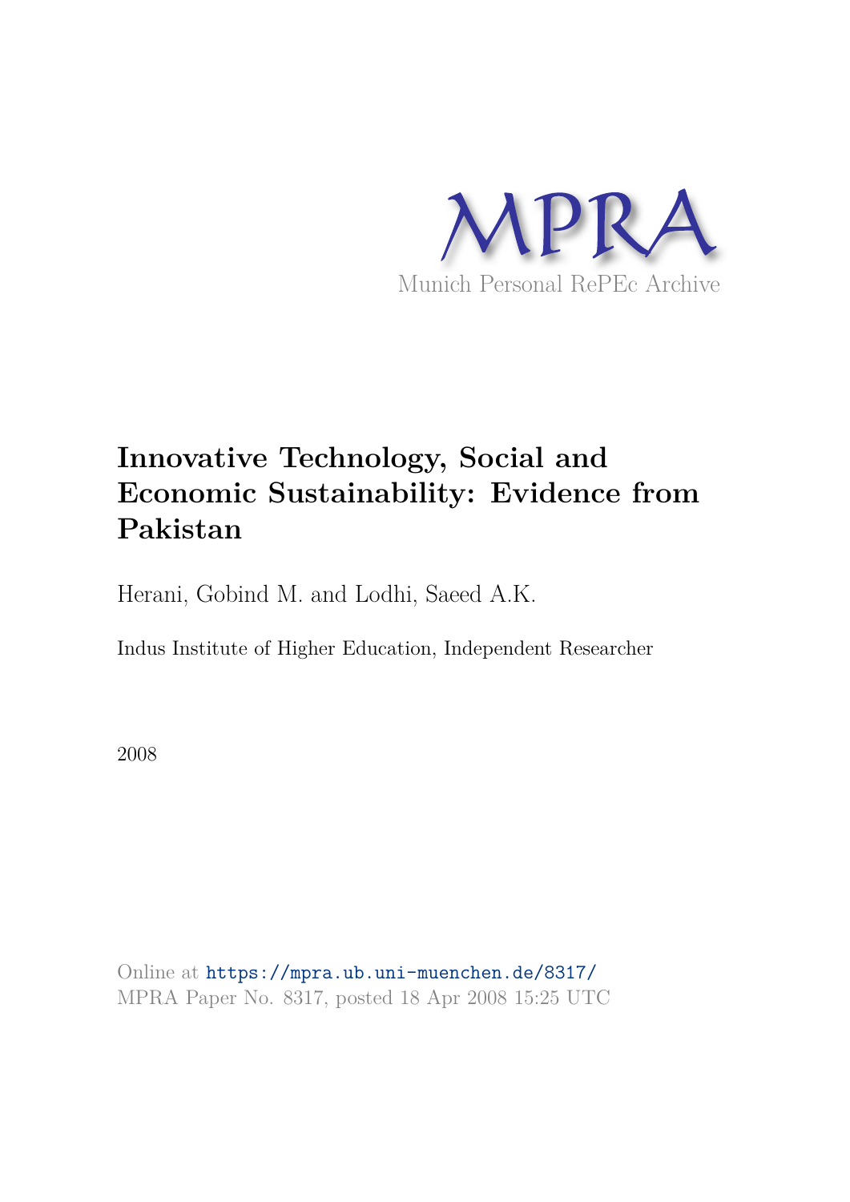MPRA

Munich Personal RePEc Archive

# Innovative Technology, Social and Economic Sustainability: Evidence from Pakistan

Herani, Gobind M. and Lodhi, Saeed A.K.

Indus Institute of Higher Education, Independent Researcher

2008

Online at https://mpra.ub.uni-muenchen.de/8317/
MPRA Paper No. 8317, posted 18 Apr 2008 15:25 UTC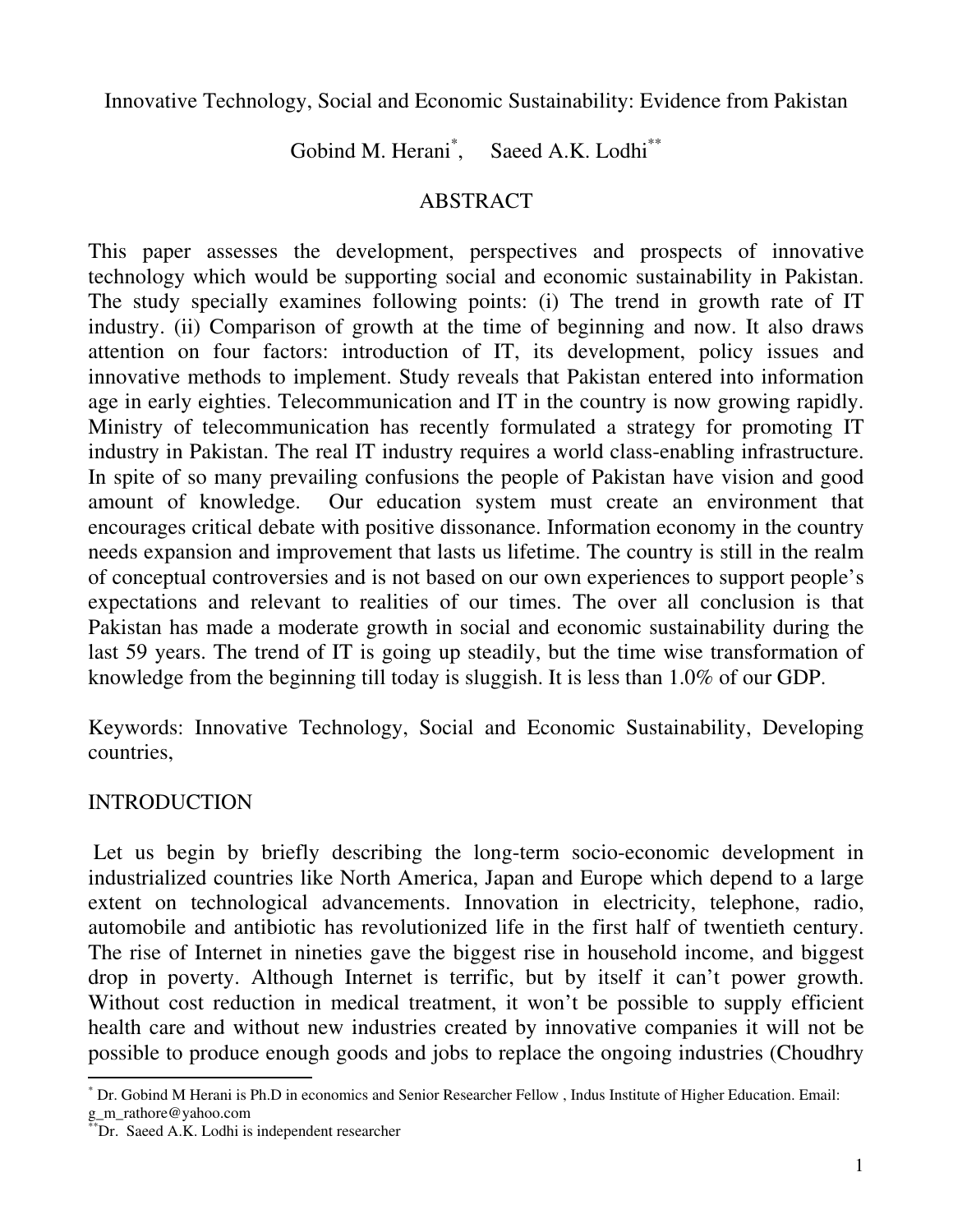Innovative Technology, Social and Economic Sustainability: Evidence from Pakistan

Gobind M. Herani[*], Saeed A.K. Lodhi[**]

## ABSTRACT

This paper assesses the development, perspectives and prospects of innovative technology which would be supporting social and economic sustainability in Pakistan. The study specially examines following points: (i) The trend in growth rate of IT industry. (ii) Comparison of growth at the time of beginning and now. It also draws attention on four factors: introduction of IT, its development, policy issues and innovative methods to implement. Study reveals that Pakistan entered into information age in early eighties. Telecommunication and IT in the country is now growing rapidly. Ministry of telecommunication has recently formulated a strategy for promoting IT industry in Pakistan. The real IT industry requires a world class-enabling infrastructure. In spite of so many prevailing confusions the people of Pakistan have vision and good amount of knowledge. Our education system must create an environment that encourages critical debate with positive dissonance. Information economy in the country needs expansion and improvement that lasts us lifetime. The country is still in the realm of conceptual controversies and is not based on our own experiences to support people's expectations and relevant to realities of our times. The over all conclusion is that Pakistan has made a moderate growth in social and economic sustainability during the last 59 years. The trend of IT is going up steadily, but the time wise transformation of knowledge from the beginning till today is sluggish. It is less than 1.0% of our GDP.

Keywords: Innovative Technology, Social and Economic Sustainability, Developing countries,

## INTRODUCTION

Let us begin by briefly describing the long-term socio-economic development in industrialized countries like North America, Japan and Europe which depend to a large extent on technological advancements. Innovation in electricity, telephone, radio, automobile and antibiotic has revolutionized life in the first half of twentieth century. The rise of Internet in nineties gave the biggest rise in household income, and biggest drop in poverty. Although Internet is terrific, but by itself it can't power growth. Without cost reduction in medical treatment, it won't be possible to supply efficient health care and without new industries created by innovative companies it will not be possible to produce enough goods and jobs to replace the ongoing industries (Choudhry

---

[*] Dr. Gobind M Herani is Ph.D in economics and Senior Researcher Fellow , Indus Institute of Higher Education. Email: g_m_rathore@yahoo.com

[**] Dr. Saeed A.K. Lodhi is independent researcher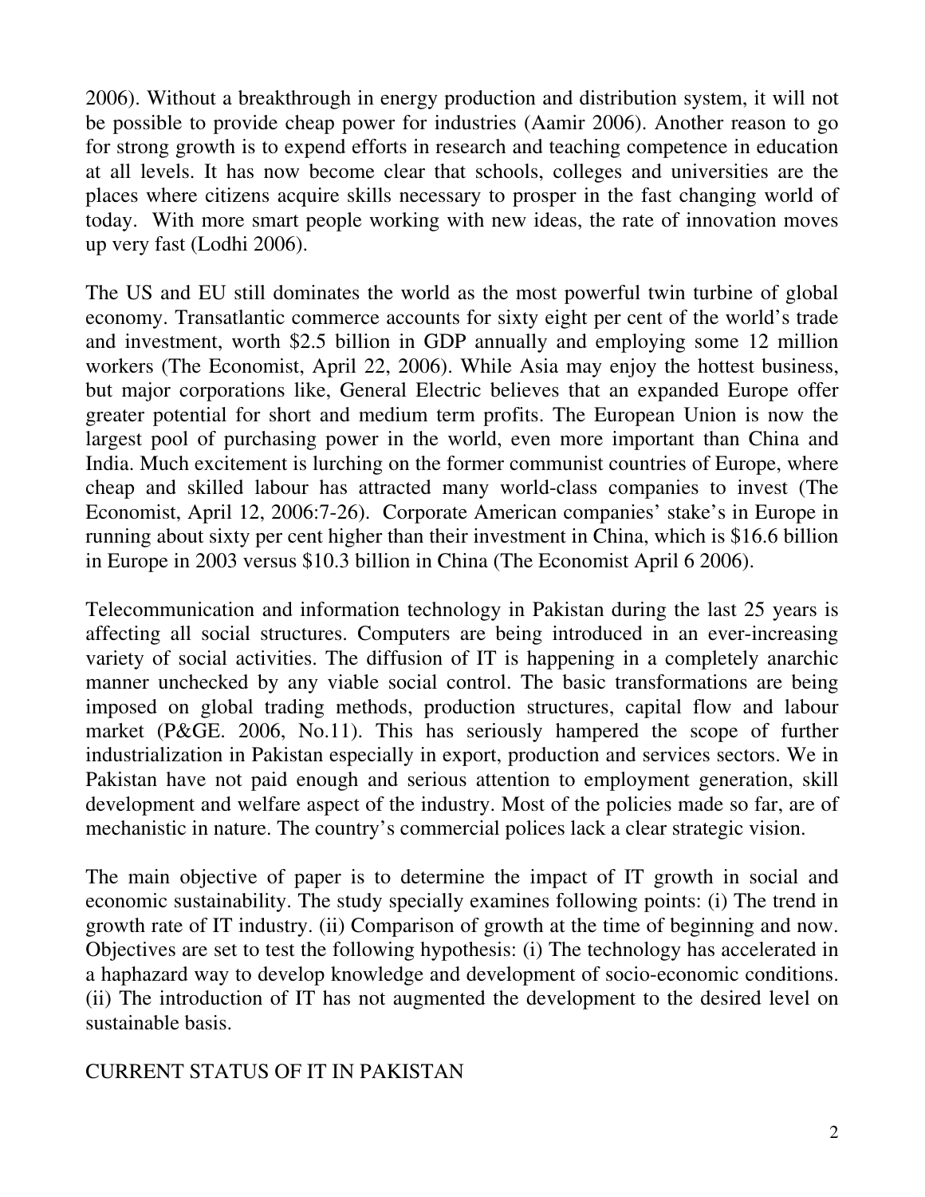2006). Without a breakthrough in energy production and distribution system, it will not be possible to provide cheap power for industries (Aamir 2006). Another reason to go for strong growth is to expend efforts in research and teaching competence in education at all levels. It has now become clear that schools, colleges and universities are the places where citizens acquire skills necessary to prosper in the fast changing world of today. With more smart people working with new ideas, the rate of innovation moves up very fast (Lodhi 2006).

The US and EU still dominates the world as the most powerful twin turbine of global economy. Transatlantic commerce accounts for sixty eight per cent of the world's trade and investment, worth $2.5 billion in GDP annually and employing some 12 million workers (The Economist, April 22, 2006). While Asia may enjoy the hottest business, but major corporations like, General Electric believes that an expanded Europe offer greater potential for short and medium term profits. The European Union is now the largest pool of purchasing power in the world, even more important than China and India. Much excitement is lurching on the former communist countries of Europe, where cheap and skilled labour has attracted many world-class companies to invest (The Economist, April 12, 2006:7-26). Corporate American companies' stake's in Europe in running about sixty per cent higher than their investment in China, which is $16.6 billion in Europe in 2003 versus $10.3 billion in China (The Economist April 6 2006).

Telecommunication and information technology in Pakistan during the last 25 years is affecting all social structures. Computers are being introduced in an ever-increasing variety of social activities. The diffusion of IT is happening in a completely anarchic manner unchecked by any viable social control. The basic transformations are being imposed on global trading methods, production structures, capital flow and labour market (P&GE. 2006, No.11). This has seriously hampered the scope of further industrialization in Pakistan especially in export, production and services sectors. We in Pakistan have not paid enough and serious attention to employment generation, skill development and welfare aspect of the industry. Most of the policies made so far, are of mechanistic in nature. The country's commercial polices lack a clear strategic vision.

The main objective of paper is to determine the impact of IT growth in social and economic sustainability. The study specially examines following points: (i) The trend in growth rate of IT industry. (ii) Comparison of growth at the time of beginning and now. Objectives are set to test the following hypothesis: (i) The technology has accelerated in a haphazard way to develop knowledge and development of socio-economic conditions. (ii) The introduction of IT has not augmented the development to the desired level on sustainable basis.

## CURRENT STATUS OF IT IN PAKISTAN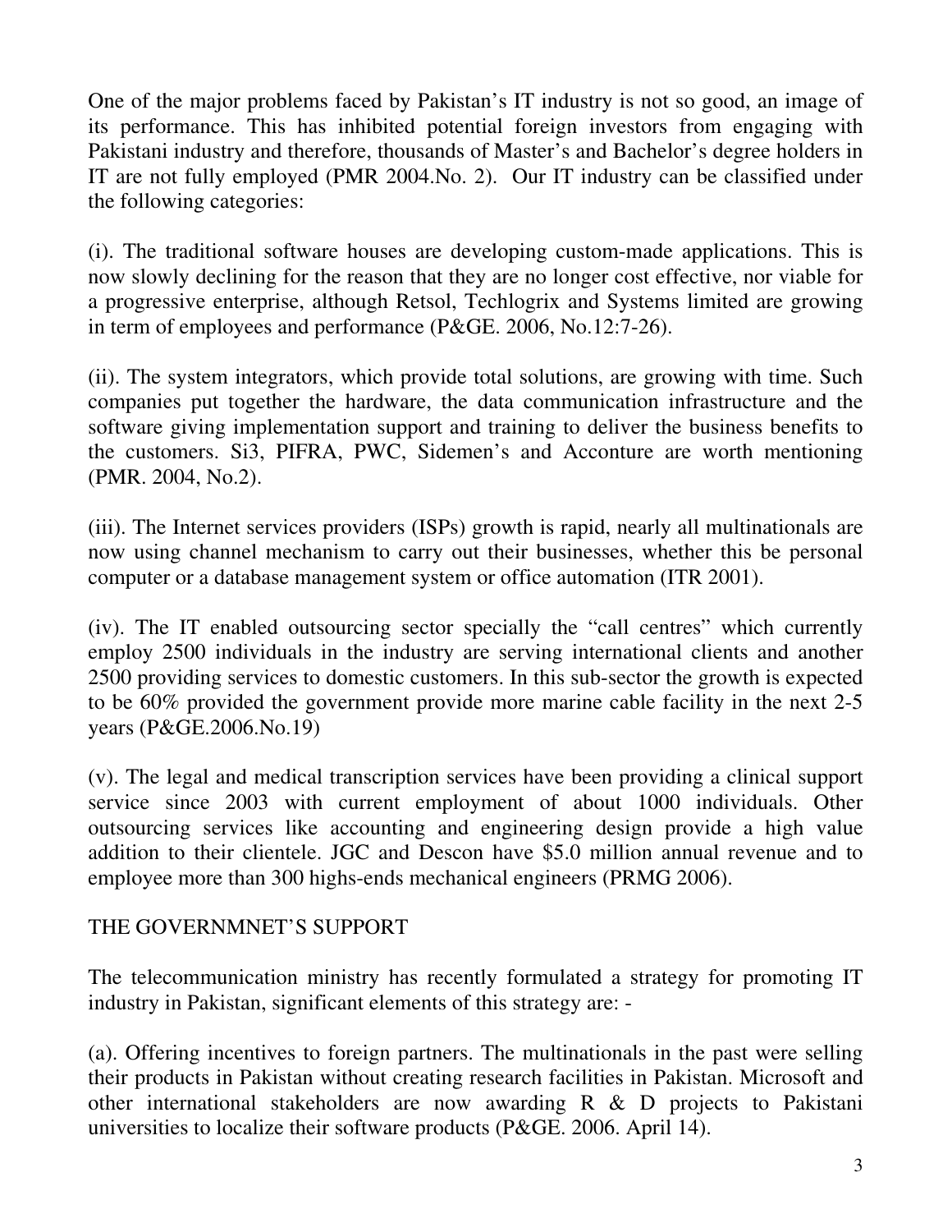One of the major problems faced by Pakistan's IT industry is not so good, an image of its performance. This has inhibited potential foreign investors from engaging with Pakistani industry and therefore, thousands of Master's and Bachelor's degree holders in IT are not fully employed (PMR 2004.No. 2). Our IT industry can be classified under the following categories:

(i). The traditional software houses are developing custom-made applications. This is now slowly declining for the reason that they are no longer cost effective, nor viable for a progressive enterprise, although Retsol, Techlogrix and Systems limited are growing in term of employees and performance (P&GE. 2006, No.12:7-26).

(ii). The system integrators, which provide total solutions, are growing with time. Such companies put together the hardware, the data communication infrastructure and the software giving implementation support and training to deliver the business benefits to the customers. Si3, PIFRA, PWC, Sidemen's and Acconture are worth mentioning (PMR. 2004, No.2).

(iii). The Internet services providers (ISPs) growth is rapid, nearly all multinationals are now using channel mechanism to carry out their businesses, whether this be personal computer or a database management system or office automation (ITR 2001).

(iv). The IT enabled outsourcing sector specially the "call centres" which currently employ 2500 individuals in the industry are serving international clients and another 2500 providing services to domestic customers. In this sub-sector the growth is expected to be 60% provided the government provide more marine cable facility in the next 2-5 years (P&GE.2006.No.19)

(v). The legal and medical transcription services have been providing a clinical support service since 2003 with current employment of about 1000 individuals. Other outsourcing services like accounting and engineering design provide a high value addition to their clientele. JGC and Descon have $5.0 million annual revenue and to employee more than 300 highs-ends mechanical engineers (PRMG 2006).

## THE GOVERNMNET'S SUPPORT

The telecommunication ministry has recently formulated a strategy for promoting IT industry in Pakistan, significant elements of this strategy are: -

(a). Offering incentives to foreign partners. The multinationals in the past were selling their products in Pakistan without creating research facilities in Pakistan. Microsoft and other international stakeholders are now awarding R & D projects to Pakistani universities to localize their software products (P&GE. 2006. April 14).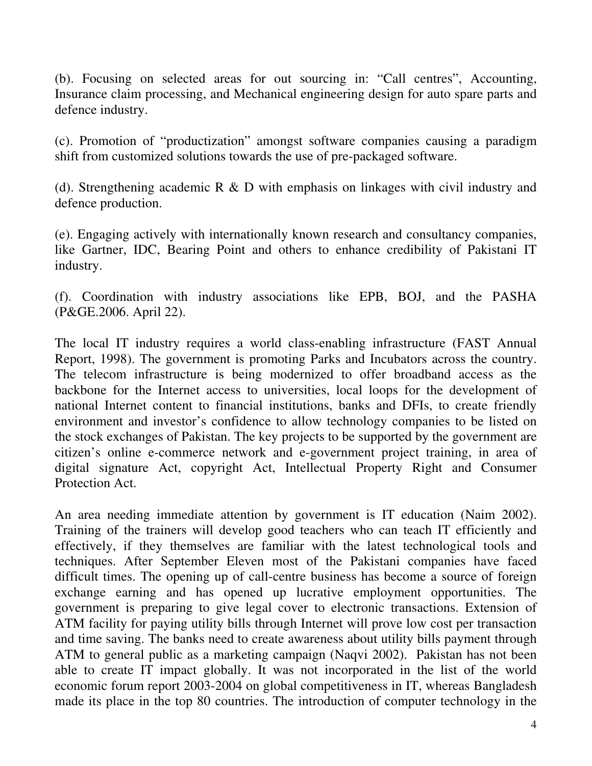(b). Focusing on selected areas for out sourcing in: “Call centres”, Accounting, Insurance claim processing, and Mechanical engineering design for auto spare parts and defence industry.

(c). Promotion of “productization” amongst software companies causing a paradigm shift from customized solutions towards the use of pre-packaged software.

(d). Strengthening academic R & D with emphasis on linkages with civil industry and defence production.

(e). Engaging actively with internationally known research and consultancy companies, like Gartner, IDC, Bearing Point and others to enhance credibility of Pakistani IT industry.

(f). Coordination with industry associations like EPB, BOJ, and the PASHA (P&GE.2006. April 22).

The local IT industry requires a world class-enabling infrastructure (FAST Annual Report, 1998). The government is promoting Parks and Incubators across the country. The telecom infrastructure is being modernized to offer broadband access as the backbone for the Internet access to universities, local loops for the development of national Internet content to financial institutions, banks and DFIs, to create friendly environment and investor’s confidence to allow technology companies to be listed on the stock exchanges of Pakistan. The key projects to be supported by the government are citizen’s online e-commerce network and e-government project training, in area of digital signature Act, copyright Act, Intellectual Property Right and Consumer Protection Act.

An area needing immediate attention by government is IT education (Naim 2002). Training of the trainers will develop good teachers who can teach IT efficiently and effectively, if they themselves are familiar with the latest technological tools and techniques. After September Eleven most of the Pakistani companies have faced difficult times. The opening up of call-centre business has become a source of foreign exchange earning and has opened up lucrative employment opportunities. The government is preparing to give legal cover to electronic transactions. Extension of ATM facility for paying utility bills through Internet will prove low cost per transaction and time saving. The banks need to create awareness about utility bills payment through ATM to general public as a marketing campaign (Naqvi 2002). Pakistan has not been able to create IT impact globally. It was not incorporated in the list of the world economic forum report 2003-2004 on global competitiveness in IT, whereas Bangladesh made its place in the top 80 countries. The introduction of computer technology in the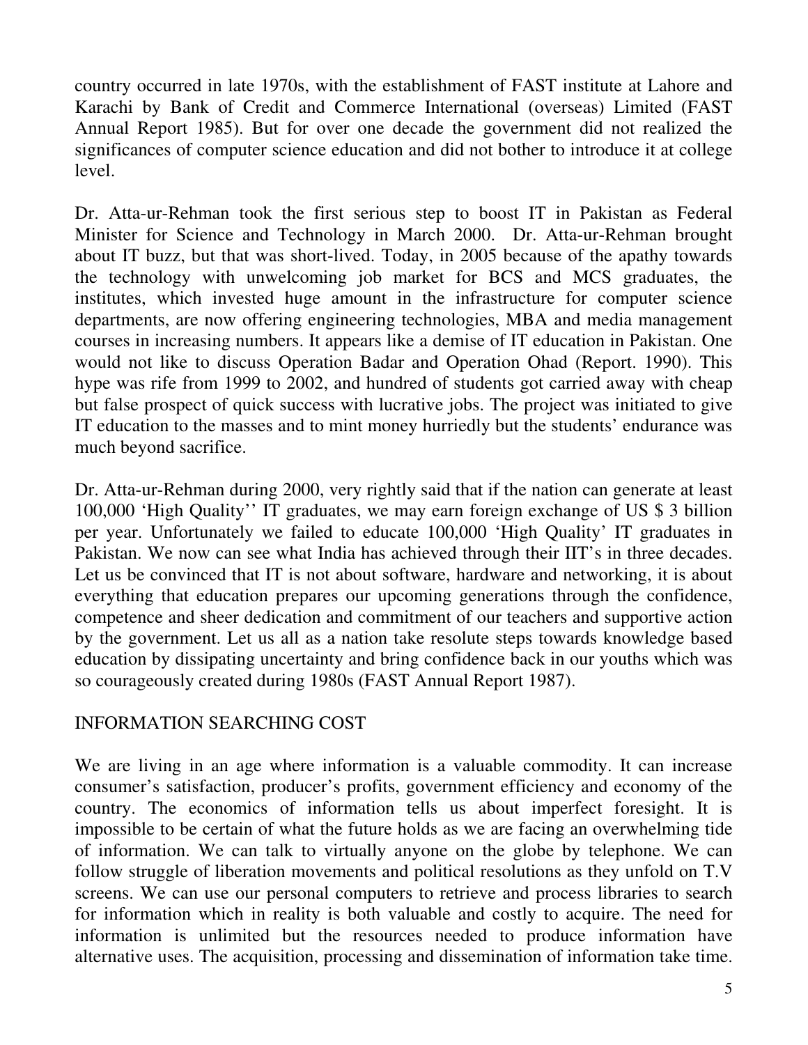country occurred in late 1970s, with the establishment of FAST institute at Lahore and Karachi by Bank of Credit and Commerce International (overseas) Limited (FAST Annual Report 1985). But for over one decade the government did not realized the significances of computer science education and did not bother to introduce it at college level.

Dr. Atta-ur-Rehman took the first serious step to boost IT in Pakistan as Federal Minister for Science and Technology in March 2000. Dr. Atta-ur-Rehman brought about IT buzz, but that was short-lived. Today, in 2005 because of the apathy towards the technology with unwelcoming job market for BCS and MCS graduates, the institutes, which invested huge amount in the infrastructure for computer science departments, are now offering engineering technologies, MBA and media management courses in increasing numbers. It appears like a demise of IT education in Pakistan. One would not like to discuss Operation Badar and Operation Ohad (Report. 1990). This hype was rife from 1999 to 2002, and hundred of students got carried away with cheap but false prospect of quick success with lucrative jobs. The project was initiated to give IT education to the masses and to mint money hurriedly but the students' endurance was much beyond sacrifice.

Dr. Atta-ur-Rehman during 2000, very rightly said that if the nation can generate at least 100,000 'High Quality'' IT graduates, we may earn foreign exchange of US $ 3 billion per year. Unfortunately we failed to educate 100,000 'High Quality' IT graduates in Pakistan. We now can see what India has achieved through their IIT's in three decades. Let us be convinced that IT is not about software, hardware and networking, it is about everything that education prepares our upcoming generations through the confidence, competence and sheer dedication and commitment of our teachers and supportive action by the government. Let us all as a nation take resolute steps towards knowledge based education by dissipating uncertainty and bring confidence back in our youths which was so courageously created during 1980s (FAST Annual Report 1987).

## INFORMATION SEARCHING COST

We are living in an age where information is a valuable commodity. It can increase consumer's satisfaction, producer's profits, government efficiency and economy of the country. The economics of information tells us about imperfect foresight. It is impossible to be certain of what the future holds as we are facing an overwhelming tide of information. We can talk to virtually anyone on the globe by telephone. We can follow struggle of liberation movements and political resolutions as they unfold on T.V screens. We can use our personal computers to retrieve and process libraries to search for information which in reality is both valuable and costly to acquire. The need for information is unlimited but the resources needed to produce information have alternative uses. The acquisition, processing and dissemination of information take time.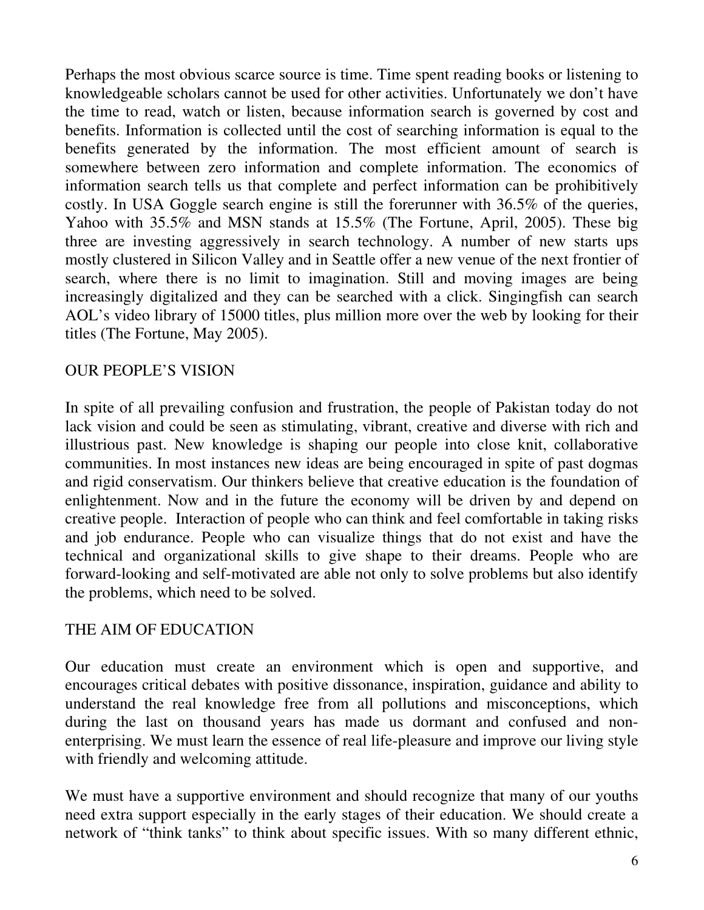Perhaps the most obvious scarce source is time. Time spent reading books or listening to knowledgeable scholars cannot be used for other activities. Unfortunately we don't have the time to read, watch or listen, because information search is governed by cost and benefits. Information is collected until the cost of searching information is equal to the benefits generated by the information. The most efficient amount of search is somewhere between zero information and complete information. The economics of information search tells us that complete and perfect information can be prohibitively costly. In USA Goggle search engine is still the forerunner with 36.5% of the queries, Yahoo with 35.5% and MSN stands at 15.5% (The Fortune, April, 2005). These big three are investing aggressively in search technology. A number of new starts ups mostly clustered in Silicon Valley and in Seattle offer a new venue of the next frontier of search, where there is no limit to imagination. Still and moving images are being increasingly digitalized and they can be searched with a click. Singingfish can search AOL's video library of 15000 titles, plus million more over the web by looking for their titles (The Fortune, May 2005).

## OUR PEOPLE'S VISION

In spite of all prevailing confusion and frustration, the people of Pakistan today do not lack vision and could be seen as stimulating, vibrant, creative and diverse with rich and illustrious past. New knowledge is shaping our people into close knit, collaborative communities. In most instances new ideas are being encouraged in spite of past dogmas and rigid conservatism. Our thinkers believe that creative education is the foundation of enlightenment. Now and in the future the economy will be driven by and depend on creative people. Interaction of people who can think and feel comfortable in taking risks and job endurance. People who can visualize things that do not exist and have the technical and organizational skills to give shape to their dreams. People who are forward-looking and self-motivated are able not only to solve problems but also identify the problems, which need to be solved.

## THE AIM OF EDUCATION

Our education must create an environment which is open and supportive, and encourages critical debates with positive dissonance, inspiration, guidance and ability to understand the real knowledge free from all pollutions and misconceptions, which during the last on thousand years has made us dormant and confused and non-enterprising. We must learn the essence of real life-pleasure and improve our living style with friendly and welcoming attitude.

We must have a supportive environment and should recognize that many of our youths need extra support especially in the early stages of their education. We should create a network of "think tanks" to think about specific issues. With so many different ethnic,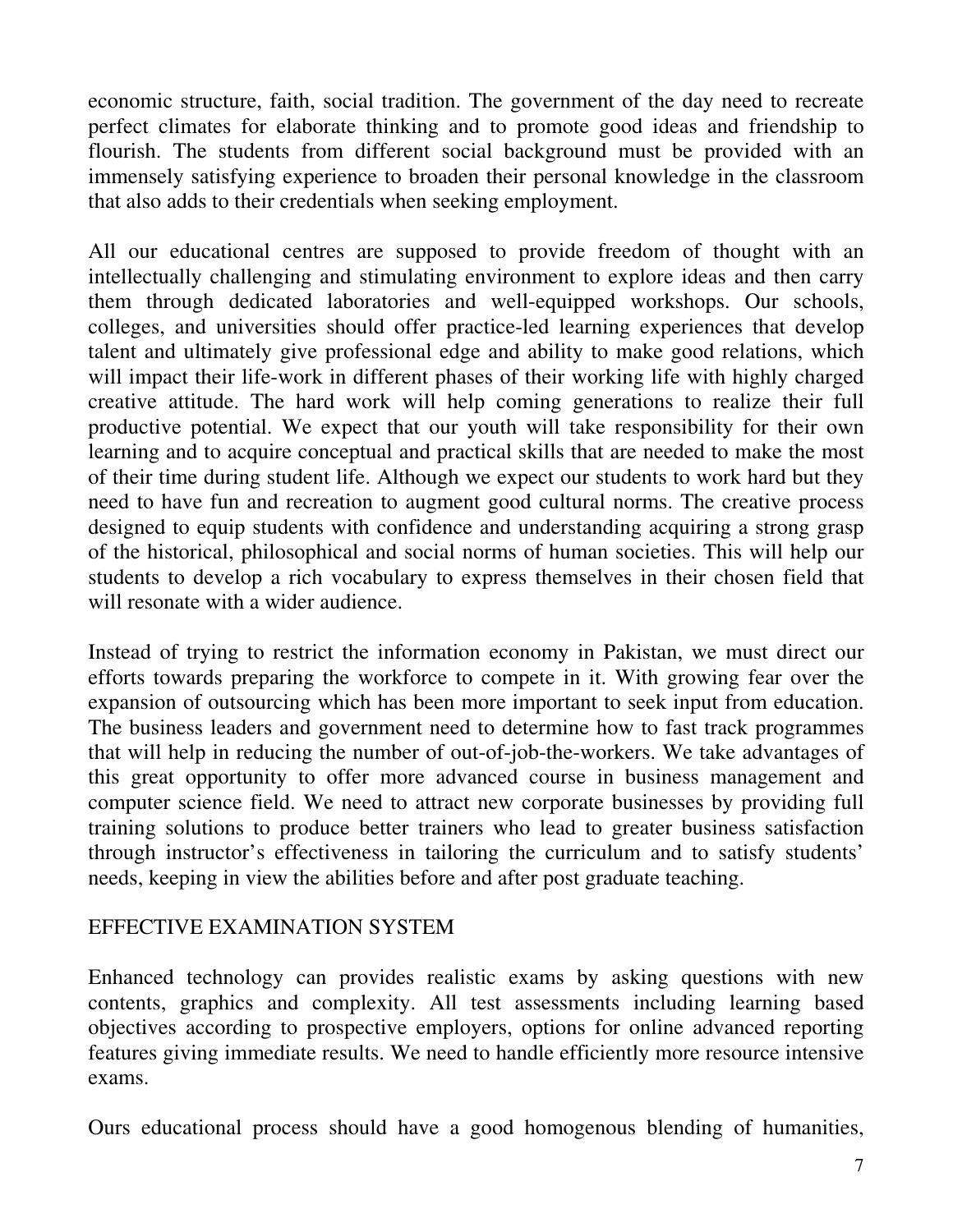economic structure, faith, social tradition. The government of the day need to recreate perfect climates for elaborate thinking and to promote good ideas and friendship to flourish. The students from different social background must be provided with an immensely satisfying experience to broaden their personal knowledge in the classroom that also adds to their credentials when seeking employment.

All our educational centres are supposed to provide freedom of thought with an intellectually challenging and stimulating environment to explore ideas and then carry them through dedicated laboratories and well-equipped workshops. Our schools, colleges, and universities should offer practice-led learning experiences that develop talent and ultimately give professional edge and ability to make good relations, which will impact their life-work in different phases of their working life with highly charged creative attitude. The hard work will help coming generations to realize their full productive potential. We expect that our youth will take responsibility for their own learning and to acquire conceptual and practical skills that are needed to make the most of their time during student life. Although we expect our students to work hard but they need to have fun and recreation to augment good cultural norms. The creative process designed to equip students with confidence and understanding acquiring a strong grasp of the historical, philosophical and social norms of human societies. This will help our students to develop a rich vocabulary to express themselves in their chosen field that will resonate with a wider audience.

Instead of trying to restrict the information economy in Pakistan, we must direct our efforts towards preparing the workforce to compete in it. With growing fear over the expansion of outsourcing which has been more important to seek input from education. The business leaders and government need to determine how to fast track programmes that will help in reducing the number of out-of-job-the-workers. We take advantages of this great opportunity to offer more advanced course in business management and computer science field. We need to attract new corporate businesses by providing full training solutions to produce better trainers who lead to greater business satisfaction through instructor's effectiveness in tailoring the curriculum and to satisfy students' needs, keeping in view the abilities before and after post graduate teaching.

## EFFECTIVE EXAMINATION SYSTEM

Enhanced technology can provides realistic exams by asking questions with new contents, graphics and complexity. All test assessments including learning based objectives according to prospective employers, options for online advanced reporting features giving immediate results. We need to handle efficiently more resource intensive exams.

Ours educational process should have a good homogenous blending of humanities,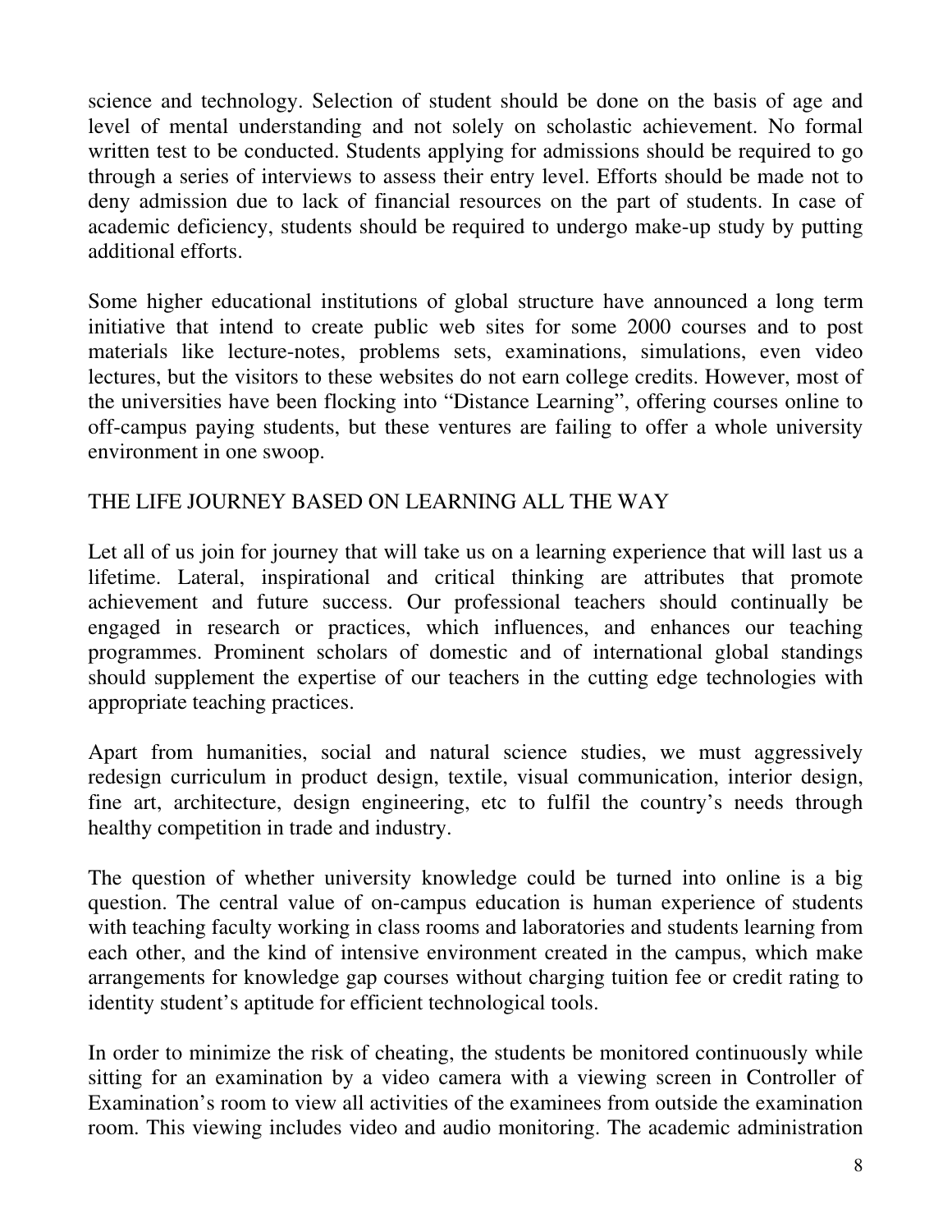science and technology. Selection of student should be done on the basis of age and level of mental understanding and not solely on scholastic achievement. No formal written test to be conducted. Students applying for admissions should be required to go through a series of interviews to assess their entry level. Efforts should be made not to deny admission due to lack of financial resources on the part of students. In case of academic deficiency, students should be required to undergo make-up study by putting additional efforts.

Some higher educational institutions of global structure have announced a long term initiative that intend to create public web sites for some 2000 courses and to post materials like lecture-notes, problems sets, examinations, simulations, even video lectures, but the visitors to these websites do not earn college credits. However, most of the universities have been flocking into "Distance Learning", offering courses online to off-campus paying students, but these ventures are failing to offer a whole university environment in one swoop.

## THE LIFE JOURNEY BASED ON LEARNING ALL THE WAY

Let all of us join for journey that will take us on a learning experience that will last us a lifetime. Lateral, inspirational and critical thinking are attributes that promote achievement and future success. Our professional teachers should continually be engaged in research or practices, which influences, and enhances our teaching programmes. Prominent scholars of domestic and of international global standings should supplement the expertise of our teachers in the cutting edge technologies with appropriate teaching practices.

Apart from humanities, social and natural science studies, we must aggressively redesign curriculum in product design, textile, visual communication, interior design, fine art, architecture, design engineering, etc to fulfil the country's needs through healthy competition in trade and industry.

The question of whether university knowledge could be turned into online is a big question. The central value of on-campus education is human experience of students with teaching faculty working in class rooms and laboratories and students learning from each other, and the kind of intensive environment created in the campus, which make arrangements for knowledge gap courses without charging tuition fee or credit rating to identity student's aptitude for efficient technological tools.

In order to minimize the risk of cheating, the students be monitored continuously while sitting for an examination by a video camera with a viewing screen in Controller of Examination's room to view all activities of the examinees from outside the examination room. This viewing includes video and audio monitoring. The academic administration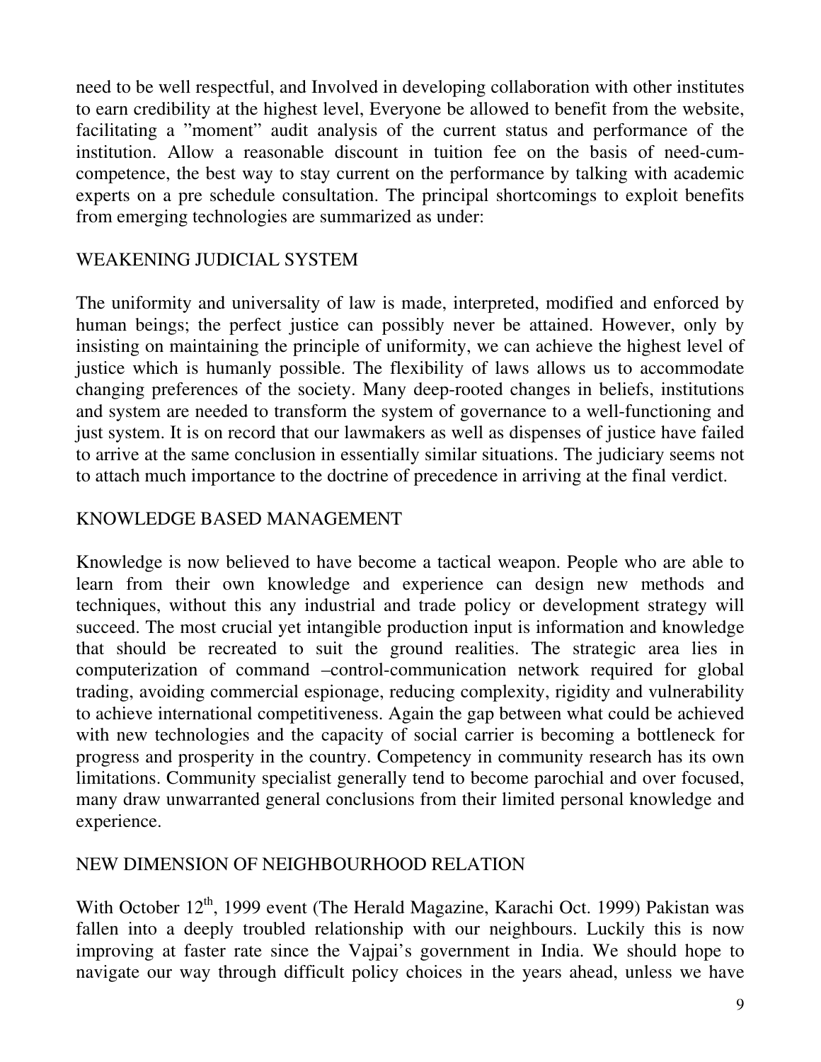need to be well respectful, and Involved in developing collaboration with other institutes to earn credibility at the highest level, Everyone be allowed to benefit from the website, facilitating a ”moment” audit analysis of the current status and performance of the institution. Allow a reasonable discount in tuition fee on the basis of need-cum-competence, the best way to stay current on the performance by talking with academic experts on a pre schedule consultation. The principal shortcomings to exploit benefits from emerging technologies are summarized as under:

## WEAKENING JUDICIAL SYSTEM

The uniformity and universality of law is made, interpreted, modified and enforced by human beings; the perfect justice can possibly never be attained. However, only by insisting on maintaining the principle of uniformity, we can achieve the highest level of justice which is humanly possible. The flexibility of laws allows us to accommodate changing preferences of the society. Many deep-rooted changes in beliefs, institutions and system are needed to transform the system of governance to a well-functioning and just system. It is on record that our lawmakers as well as dispenses of justice have failed to arrive at the same conclusion in essentially similar situations. The judiciary seems not to attach much importance to the doctrine of precedence in arriving at the final verdict.

## KNOWLEDGE BASED MANAGEMENT

Knowledge is now believed to have become a tactical weapon. People who are able to learn from their own knowledge and experience can design new methods and techniques, without this any industrial and trade policy or development strategy will succeed. The most crucial yet intangible production input is information and knowledge that should be recreated to suit the ground realities. The strategic area lies in computerization of command –control-communication network required for global trading, avoiding commercial espionage, reducing complexity, rigidity and vulnerability to achieve international competitiveness. Again the gap between what could be achieved with new technologies and the capacity of social carrier is becoming a bottleneck for progress and prosperity in the country. Competency in community research has its own limitations. Community specialist generally tend to become parochial and over focused, many draw unwarranted general conclusions from their limited personal knowledge and experience.

## NEW DIMENSION OF NEIGHBOURHOOD RELATION

With October 12th, 1999 event (The Herald Magazine, Karachi Oct. 1999) Pakistan was fallen into a deeply troubled relationship with our neighbours. Luckily this is now improving at faster rate since the Vajpai’s government in India. We should hope to navigate our way through difficult policy choices in the years ahead, unless we have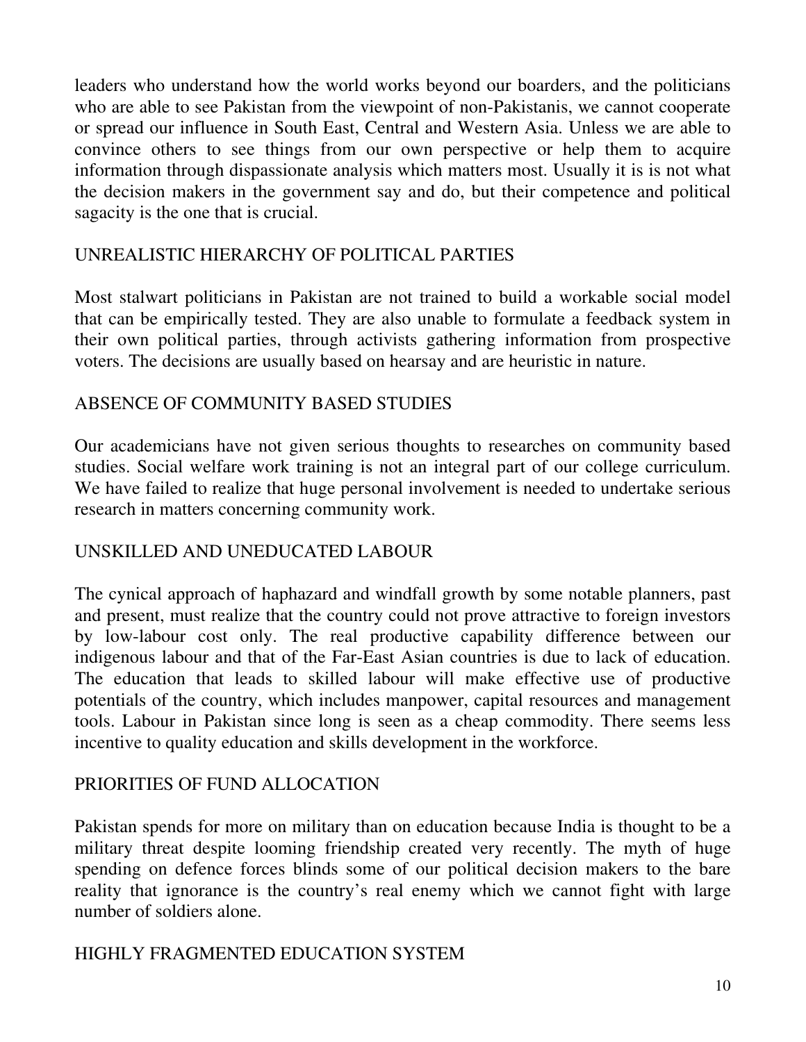leaders who understand how the world works beyond our boarders, and the politicians who are able to see Pakistan from the viewpoint of non-Pakistanis, we cannot cooperate or spread our influence in South East, Central and Western Asia. Unless we are able to convince others to see things from our own perspective or help them to acquire information through dispassionate analysis which matters most. Usually it is is not what the decision makers in the government say and do, but their competence and political sagacity is the one that is crucial.

## UNREALISTIC HIERARCHY OF POLITICAL PARTIES

Most stalwart politicians in Pakistan are not trained to build a workable social model that can be empirically tested. They are also unable to formulate a feedback system in their own political parties, through activists gathering information from prospective voters. The decisions are usually based on hearsay and are heuristic in nature.

## ABSENCE OF COMMUNITY BASED STUDIES

Our academicians have not given serious thoughts to researches on community based studies. Social welfare work training is not an integral part of our college curriculum. We have failed to realize that huge personal involvement is needed to undertake serious research in matters concerning community work.

## UNSKILLED AND UNEDUCATED LABOUR

The cynical approach of haphazard and windfall growth by some notable planners, past and present, must realize that the country could not prove attractive to foreign investors by low-labour cost only. The real productive capability difference between our indigenous labour and that of the Far-East Asian countries is due to lack of education. The education that leads to skilled labour will make effective use of productive potentials of the country, which includes manpower, capital resources and management tools. Labour in Pakistan since long is seen as a cheap commodity. There seems less incentive to quality education and skills development in the workforce.

## PRIORITIES OF FUND ALLOCATION

Pakistan spends for more on military than on education because India is thought to be a military threat despite looming friendship created very recently. The myth of huge spending on defence forces blinds some of our political decision makers to the bare reality that ignorance is the country's real enemy which we cannot fight with large number of soldiers alone.

## HIGHLY FRAGMENTED EDUCATION SYSTEM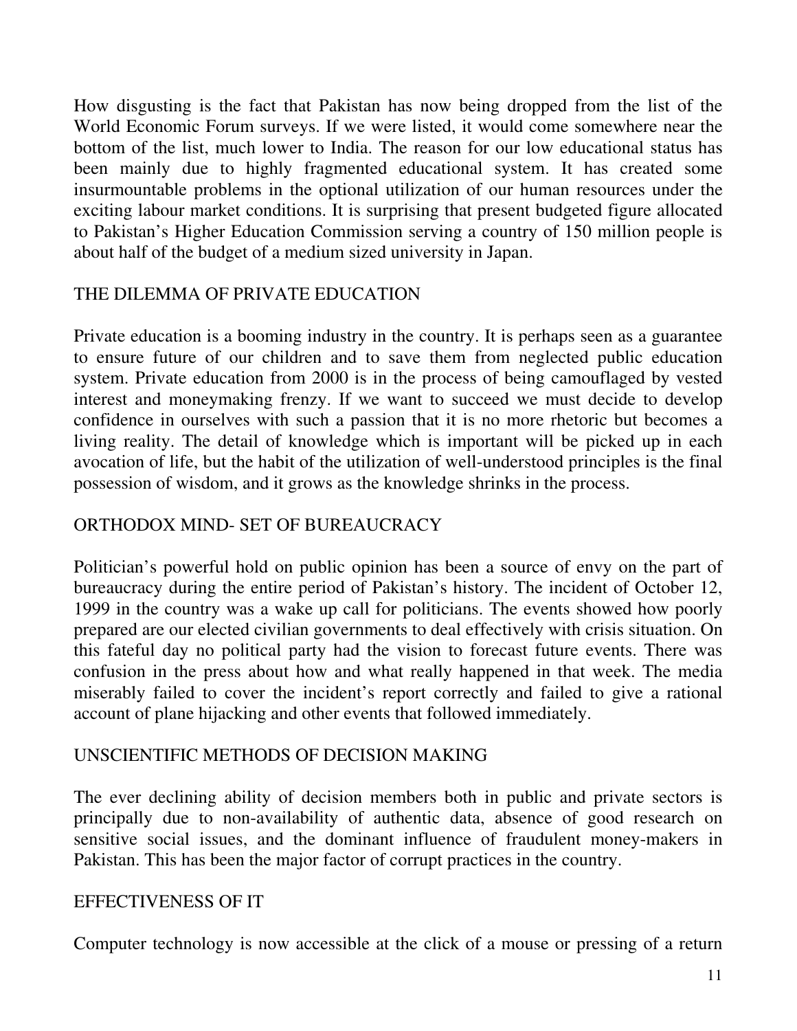How disgusting is the fact that Pakistan has now being dropped from the list of the World Economic Forum surveys. If we were listed, it would come somewhere near the bottom of the list, much lower to India. The reason for our low educational status has been mainly due to highly fragmented educational system. It has created some insurmountable problems in the optional utilization of our human resources under the exciting labour market conditions. It is surprising that present budgeted figure allocated to Pakistan's Higher Education Commission serving a country of 150 million people is about half of the budget of a medium sized university in Japan.

## THE DILEMMA OF PRIVATE EDUCATION

Private education is a booming industry in the country. It is perhaps seen as a guarantee to ensure future of our children and to save them from neglected public education system. Private education from 2000 is in the process of being camouflaged by vested interest and moneymaking frenzy. If we want to succeed we must decide to develop confidence in ourselves with such a passion that it is no more rhetoric but becomes a living reality. The detail of knowledge which is important will be picked up in each avocation of life, but the habit of the utilization of well-understood principles is the final possession of wisdom, and it grows as the knowledge shrinks in the process.

## ORTHODOX MIND- SET OF BUREAUCRACY

Politician's powerful hold on public opinion has been a source of envy on the part of bureaucracy during the entire period of Pakistan's history. The incident of October 12, 1999 in the country was a wake up call for politicians. The events showed how poorly prepared are our elected civilian governments to deal effectively with crisis situation. On this fateful day no political party had the vision to forecast future events. There was confusion in the press about how and what really happened in that week. The media miserably failed to cover the incident's report correctly and failed to give a rational account of plane hijacking and other events that followed immediately.

## UNSCIENTIFIC METHODS OF DECISION MAKING

The ever declining ability of decision members both in public and private sectors is principally due to non-availability of authentic data, absence of good research on sensitive social issues, and the dominant influence of fraudulent money-makers in Pakistan. This has been the major factor of corrupt practices in the country.

## EFFECTIVENESS OF IT

Computer technology is now accessible at the click of a mouse or pressing of a return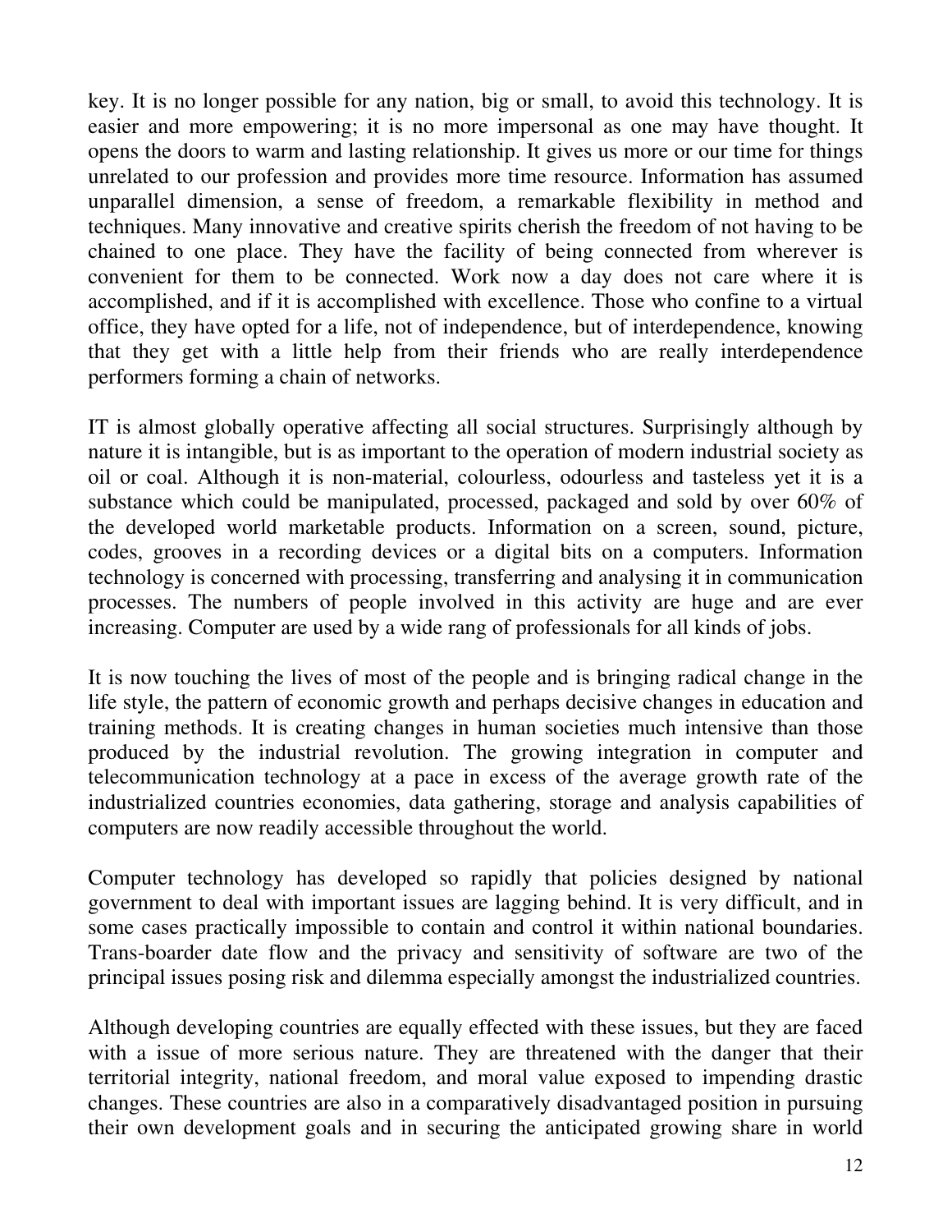key. It is no longer possible for any nation, big or small, to avoid this technology. It is easier and more empowering; it is no more impersonal as one may have thought. It opens the doors to warm and lasting relationship. It gives us more or our time for things unrelated to our profession and provides more time resource. Information has assumed unparallel dimension, a sense of freedom, a remarkable flexibility in method and techniques. Many innovative and creative spirits cherish the freedom of not having to be chained to one place. They have the facility of being connected from wherever is convenient for them to be connected. Work now a day does not care where it is accomplished, and if it is accomplished with excellence. Those who confine to a virtual office, they have opted for a life, not of independence, but of interdependence, knowing that they get with a little help from their friends who are really interdependence performers forming a chain of networks.

IT is almost globally operative affecting all social structures. Surprisingly although by nature it is intangible, but is as important to the operation of modern industrial society as oil or coal. Although it is non-material, colourless, odourless and tasteless yet it is a substance which could be manipulated, processed, packaged and sold by over 60% of the developed world marketable products. Information on a screen, sound, picture, codes, grooves in a recording devices or a digital bits on a computers. Information technology is concerned with processing, transferring and analysing it in communication processes. The numbers of people involved in this activity are huge and are ever increasing. Computer are used by a wide rang of professionals for all kinds of jobs.

It is now touching the lives of most of the people and is bringing radical change in the life style, the pattern of economic growth and perhaps decisive changes in education and training methods. It is creating changes in human societies much intensive than those produced by the industrial revolution. The growing integration in computer and telecommunication technology at a pace in excess of the average growth rate of the industrialized countries economies, data gathering, storage and analysis capabilities of computers are now readily accessible throughout the world.

Computer technology has developed so rapidly that policies designed by national government to deal with important issues are lagging behind. It is very difficult, and in some cases practically impossible to contain and control it within national boundaries. Trans-boarder date flow and the privacy and sensitivity of software are two of the principal issues posing risk and dilemma especially amongst the industrialized countries.

Although developing countries are equally effected with these issues, but they are faced with a issue of more serious nature. They are threatened with the danger that their territorial integrity, national freedom, and moral value exposed to impending drastic changes. These countries are also in a comparatively disadvantaged position in pursuing their own development goals and in securing the anticipated growing share in world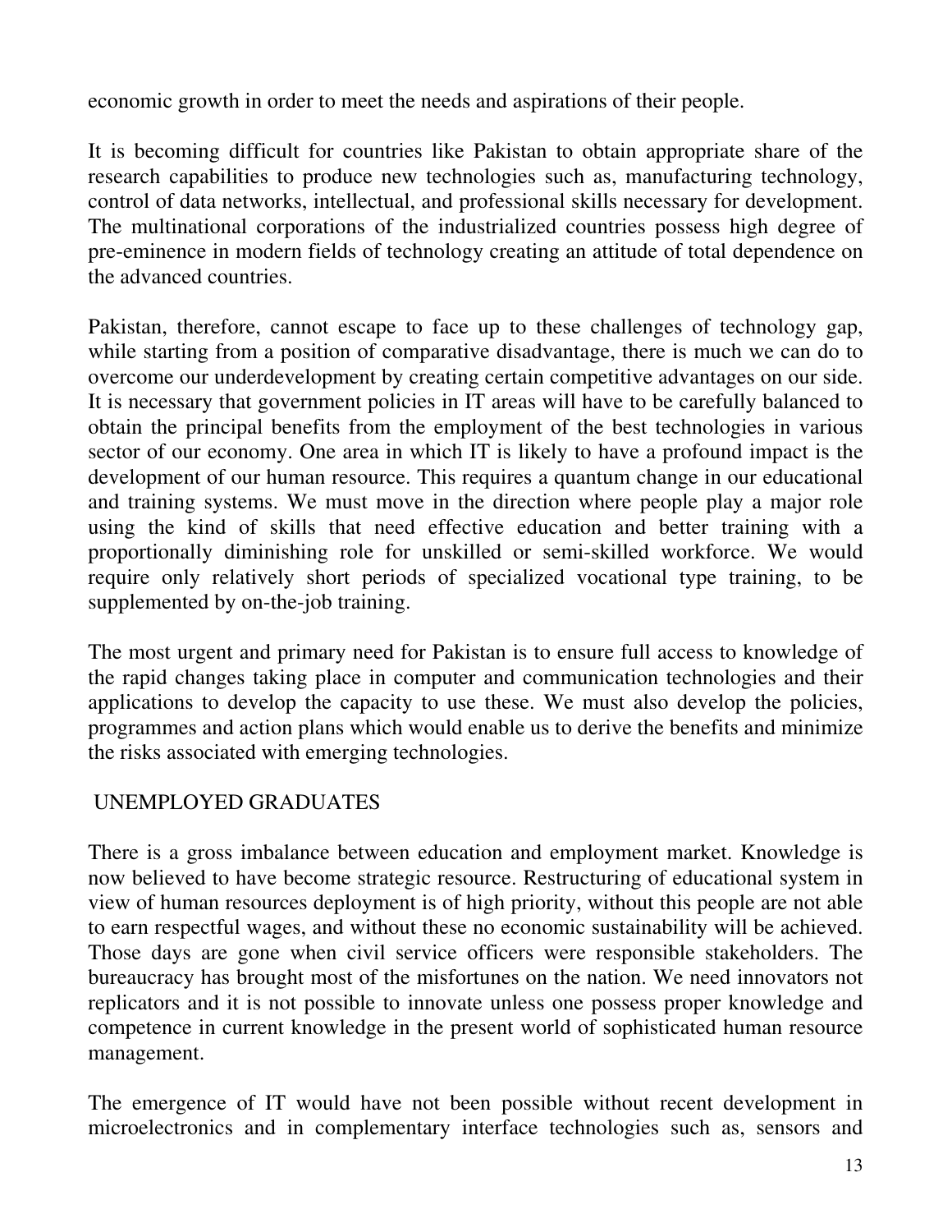economic growth in order to meet the needs and aspirations of their people.

It is becoming difficult for countries like Pakistan to obtain appropriate share of the research capabilities to produce new technologies such as, manufacturing technology, control of data networks, intellectual, and professional skills necessary for development. The multinational corporations of the industrialized countries possess high degree of pre-eminence in modern fields of technology creating an attitude of total dependence on the advanced countries.

Pakistan, therefore, cannot escape to face up to these challenges of technology gap, while starting from a position of comparative disadvantage, there is much we can do to overcome our underdevelopment by creating certain competitive advantages on our side. It is necessary that government policies in IT areas will have to be carefully balanced to obtain the principal benefits from the employment of the best technologies in various sector of our economy. One area in which IT is likely to have a profound impact is the development of our human resource. This requires a quantum change in our educational and training systems. We must move in the direction where people play a major role using the kind of skills that need effective education and better training with a proportionally diminishing role for unskilled or semi-skilled workforce. We would require only relatively short periods of specialized vocational type training, to be supplemented by on-the-job training.

The most urgent and primary need for Pakistan is to ensure full access to knowledge of the rapid changes taking place in computer and communication technologies and their applications to develop the capacity to use these. We must also develop the policies, programmes and action plans which would enable us to derive the benefits and minimize the risks associated with emerging technologies.

## UNEMPLOYED GRADUATES

There is a gross imbalance between education and employment market. Knowledge is now believed to have become strategic resource. Restructuring of educational system in view of human resources deployment is of high priority, without this people are not able to earn respectful wages, and without these no economic sustainability will be achieved. Those days are gone when civil service officers were responsible stakeholders. The bureaucracy has brought most of the misfortunes on the nation. We need innovators not replicators and it is not possible to innovate unless one possess proper knowledge and competence in current knowledge in the present world of sophisticated human resource management.

The emergence of IT would have not been possible without recent development in microelectronics and in complementary interface technologies such as, sensors and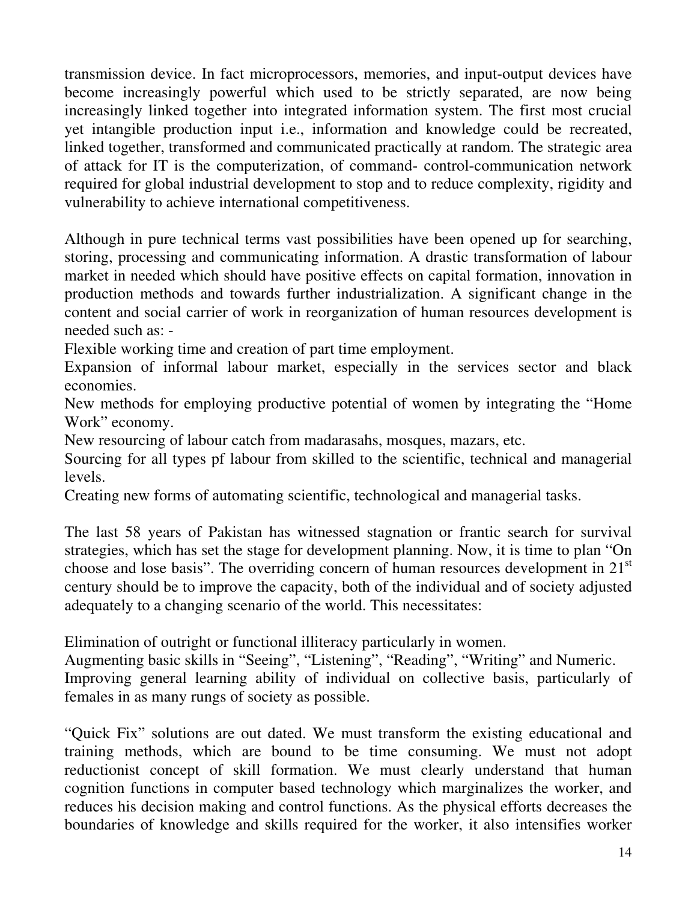transmission device. In fact microprocessors, memories, and input-output devices have become increasingly powerful which used to be strictly separated, are now being increasingly linked together into integrated information system. The first most crucial yet intangible production input i.e., information and knowledge could be recreated, linked together, transformed and communicated practically at random. The strategic area of attack for IT is the computerization, of command- control-communication network required for global industrial development to stop and to reduce complexity, rigidity and vulnerability to achieve international competitiveness.

Although in pure technical terms vast possibilities have been opened up for searching, storing, processing and communicating information. A drastic transformation of labour market in needed which should have positive effects on capital formation, innovation in production methods and towards further industrialization. A significant change in the content and social carrier of work in reorganization of human resources development is needed such as: -

Flexible working time and creation of part time employment.

Expansion of informal labour market, especially in the services sector and black economies.

New methods for employing productive potential of women by integrating the "Home Work" economy.

New resourcing of labour catch from madarasahs, mosques, mazars, etc.

Sourcing for all types pf labour from skilled to the scientific, technical and managerial levels.

Creating new forms of automating scientific, technological and managerial tasks.

The last 58 years of Pakistan has witnessed stagnation or frantic search for survival strategies, which has set the stage for development planning. Now, it is time to plan "On choose and lose basis". The overriding concern of human resources development in 21st century should be to improve the capacity, both of the individual and of society adjusted adequately to a changing scenario of the world. This necessitates:

Elimination of outright or functional illiteracy particularly in women.

Augmenting basic skills in "Seeing", "Listening", "Reading", "Writing" and Numeric.

Improving general learning ability of individual on collective basis, particularly of females in as many rungs of society as possible.

"Quick Fix" solutions are out dated. We must transform the existing educational and training methods, which are bound to be time consuming. We must not adopt reductionist concept of skill formation. We must clearly understand that human cognition functions in computer based technology which marginalizes the worker, and reduces his decision making and control functions. As the physical efforts decreases the boundaries of knowledge and skills required for the worker, it also intensifies worker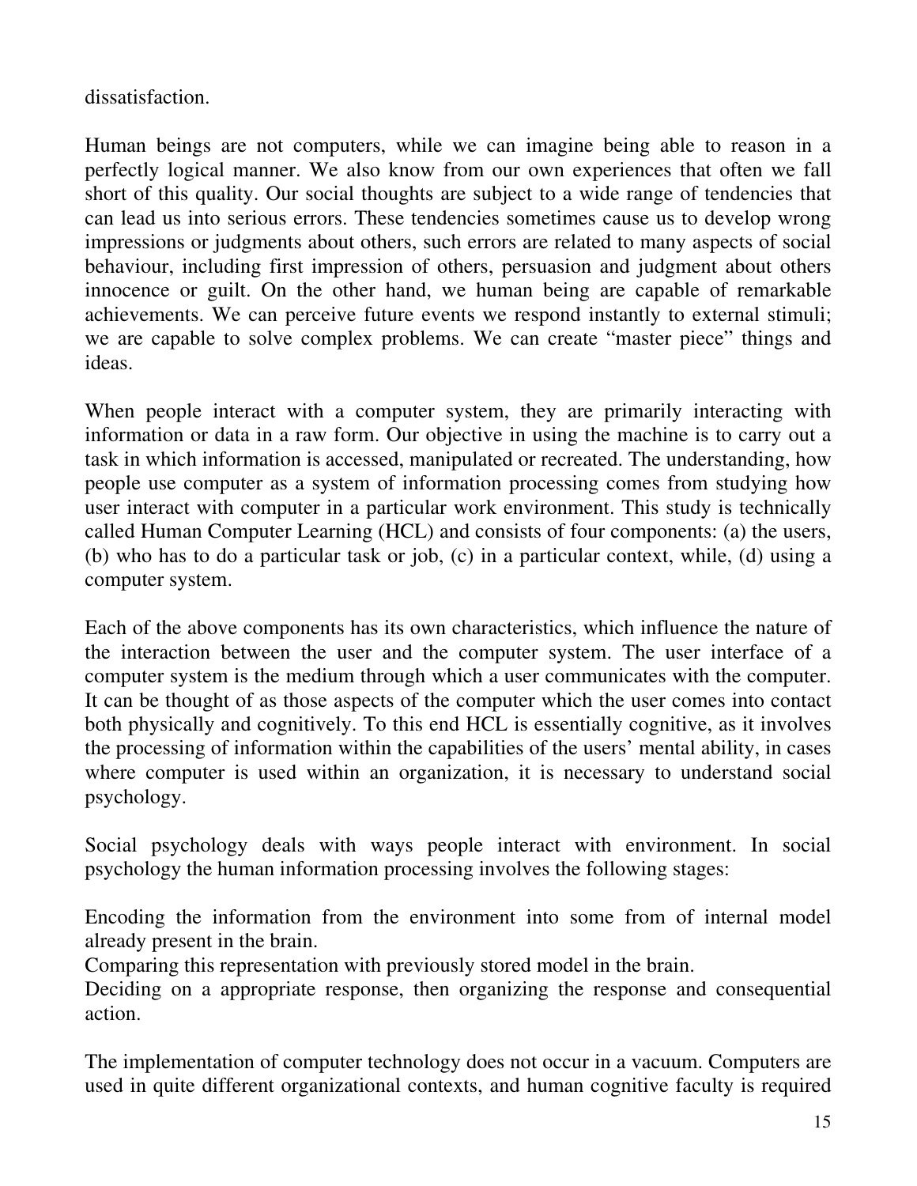dissatisfaction.

Human beings are not computers, while we can imagine being able to reason in a perfectly logical manner. We also know from our own experiences that often we fall short of this quality. Our social thoughts are subject to a wide range of tendencies that can lead us into serious errors. These tendencies sometimes cause us to develop wrong impressions or judgments about others, such errors are related to many aspects of social behaviour, including first impression of others, persuasion and judgment about others innocence or guilt. On the other hand, we human being are capable of remarkable achievements. We can perceive future events we respond instantly to external stimuli; we are capable to solve complex problems. We can create "master piece" things and ideas.

When people interact with a computer system, they are primarily interacting with information or data in a raw form. Our objective in using the machine is to carry out a task in which information is accessed, manipulated or recreated. The understanding, how people use computer as a system of information processing comes from studying how user interact with computer in a particular work environment. This study is technically called Human Computer Learning (HCL) and consists of four components: (a) the users, (b) who has to do a particular task or job, (c) in a particular context, while, (d) using a computer system.

Each of the above components has its own characteristics, which influence the nature of the interaction between the user and the computer system. The user interface of a computer system is the medium through which a user communicates with the computer. It can be thought of as those aspects of the computer which the user comes into contact both physically and cognitively. To this end HCL is essentially cognitive, as it involves the processing of information within the capabilities of the users' mental ability, in cases where computer is used within an organization, it is necessary to understand social psychology.

Social psychology deals with ways people interact with environment. In social psychology the human information processing involves the following stages:

Encoding the information from the environment into some from of internal model already present in the brain.
Comparing this representation with previously stored model in the brain.
Deciding on a appropriate response, then organizing the response and consequential action.

The implementation of computer technology does not occur in a vacuum. Computers are used in quite different organizational contexts, and human cognitive faculty is required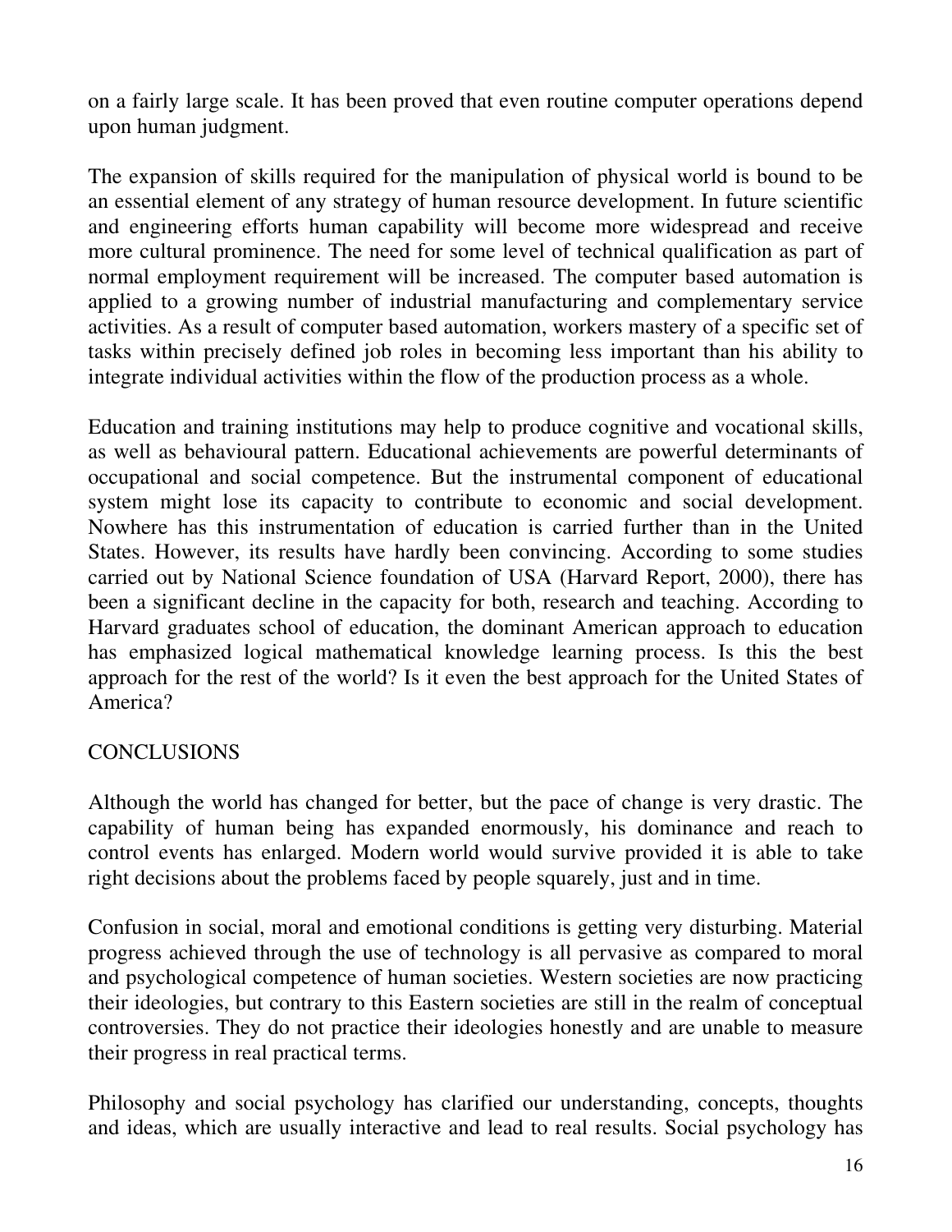on a fairly large scale. It has been proved that even routine computer operations depend upon human judgment.

The expansion of skills required for the manipulation of physical world is bound to be an essential element of any strategy of human resource development. In future scientific and engineering efforts human capability will become more widespread and receive more cultural prominence. The need for some level of technical qualification as part of normal employment requirement will be increased. The computer based automation is applied to a growing number of industrial manufacturing and complementary service activities. As a result of computer based automation, workers mastery of a specific set of tasks within precisely defined job roles in becoming less important than his ability to integrate individual activities within the flow of the production process as a whole.

Education and training institutions may help to produce cognitive and vocational skills, as well as behavioural pattern. Educational achievements are powerful determinants of occupational and social competence. But the instrumental component of educational system might lose its capacity to contribute to economic and social development. Nowhere has this instrumentation of education is carried further than in the United States. However, its results have hardly been convincing. According to some studies carried out by National Science foundation of USA (Harvard Report, 2000), there has been a significant decline in the capacity for both, research and teaching. According to Harvard graduates school of education, the dominant American approach to education has emphasized logical mathematical knowledge learning process. Is this the best approach for the rest of the world? Is it even the best approach for the United States of America?

## CONCLUSIONS

Although the world has changed for better, but the pace of change is very drastic. The capability of human being has expanded enormously, his dominance and reach to control events has enlarged. Modern world would survive provided it is able to take right decisions about the problems faced by people squarely, just and in time.

Confusion in social, moral and emotional conditions is getting very disturbing. Material progress achieved through the use of technology is all pervasive as compared to moral and psychological competence of human societies. Western societies are now practicing their ideologies, but contrary to this Eastern societies are still in the realm of conceptual controversies. They do not practice their ideologies honestly and are unable to measure their progress in real practical terms.

Philosophy and social psychology has clarified our understanding, concepts, thoughts and ideas, which are usually interactive and lead to real results. Social psychology has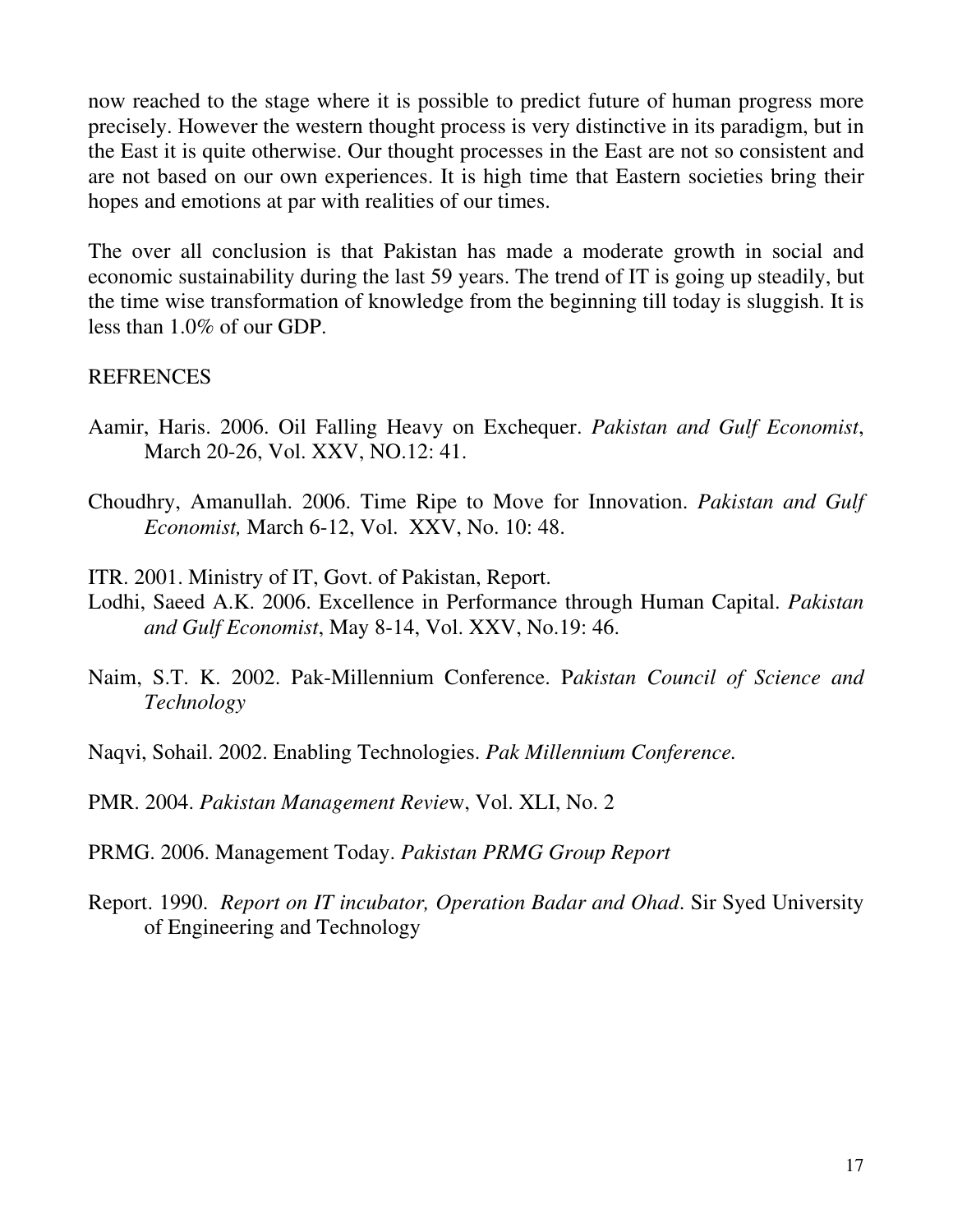now reached to the stage where it is possible to predict future of human progress more precisely. However the western thought process is very distinctive in its paradigm, but in the East it is quite otherwise. Our thought processes in the East are not so consistent and are not based on our own experiences. It is high time that Eastern societies bring their hopes and emotions at par with realities of our times.

The over all conclusion is that Pakistan has made a moderate growth in social and economic sustainability during the last 59 years. The trend of IT is going up steadily, but the time wise transformation of knowledge from the beginning till today is sluggish. It is less than 1.0% of our GDP.

REFRENCES

Aamir, Haris. 2006. Oil Falling Heavy on Exchequer. *Pakistan and Gulf Economist*, March 20-26, Vol. XXV, NO.12: 41.

Choudhry, Amanullah. 2006. Time Ripe to Move for Innovation. *Pakistan and Gulf Economist,* March 6-12, Vol. XXV, No. 10: 48.

ITR. 2001. Ministry of IT, Govt. of Pakistan, Report.

Lodhi, Saeed A.K. 2006. Excellence in Performance through Human Capital. *Pakistan and Gulf Economist*, May 8-14, Vol. XXV, No.19: 46.

Naim, S.T. K. 2002. Pak-Millennium Conference. P*akistan Council of Science and Technology*

Naqvi, Sohail. 2002. Enabling Technologies. *Pak Millennium Conference.*

PMR. 2004. *Pakistan Management Revie*w, Vol. XLI, No. 2

PRMG. 2006. Management Today. *Pakistan PRMG Group Report*

Report. 1990. *Report on IT incubator, Operation Badar and Ohad*. Sir Syed University of Engineering and Technology